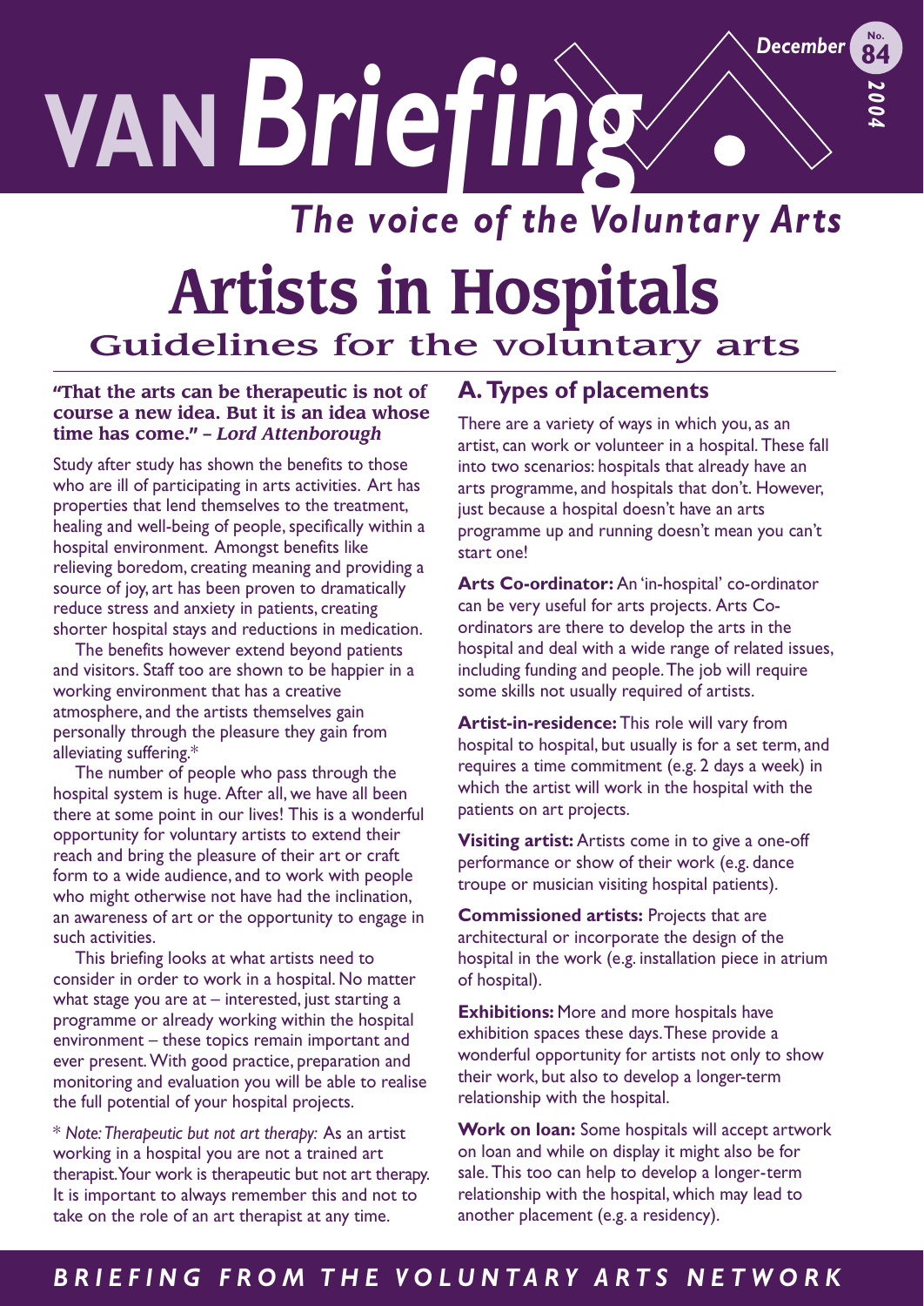# VAN Briefing

December No. 84 2004

*The voice of the Voluntary Arts*

# Artists in Hospitals

## Guidelines for the voluntary arts

**"That the arts can be therapeutic is not of course a new idea. But it is an idea whose time has come." – *Lord Attenborough***

Study after study has shown the benefits to those who are ill of participating in arts activities. Art has properties that lend themselves to the treatment, healing and well-being of people, specifically within a hospital environment. Amongst benefits like relieving boredom, creating meaning and providing a source of joy, art has been proven to dramatically reduce stress and anxiety in patients, creating shorter hospital stays and reductions in medication.

The benefits however extend beyond patients and visitors. Staff too are shown to be happier in a working environment that has a creative atmosphere, and the artists themselves gain personally through the pleasure they gain from alleviating suffering.*

The number of people who pass through the hospital system is huge. After all, we have all been there at some point in our lives! This is a wonderful opportunity for voluntary artists to extend their reach and bring the pleasure of their art or craft form to a wide audience, and to work with people who might otherwise not have had the inclination, an awareness of art or the opportunity to engage in such activities.

This briefing looks at what artists need to consider in order to work in a hospital. No matter what stage you are at – interested, just starting a programme or already working within the hospital environment – these topics remain important and ever present. With good practice, preparation and monitoring and evaluation you will be able to realise the full potential of your hospital projects.

\* *Note: Therapeutic but not art therapy:* As an artist working in a hospital you are not a trained art therapist. Your work is therapeutic but not art therapy. It is important to always remember this and not to take on the role of an art therapist at any time.

## A. Types of placements

There are a variety of ways in which you, as an artist, can work or volunteer in a hospital. These fall into two scenarios: hospitals that already have an arts programme, and hospitals that don't. However, just because a hospital doesn't have an arts programme up and running doesn't mean you can't start one!

**Arts Co-ordinator:** An 'in-hospital' co-ordinator can be very useful for arts projects. Arts Co-ordinators are there to develop the arts in the hospital and deal with a wide range of related issues, including funding and people. The job will require some skills not usually required of artists.

**Artist-in-residence:** This role will vary from hospital to hospital, but usually is for a set term, and requires a time commitment (e.g. 2 days a week) in which the artist will work in the hospital with the patients on art projects.

**Visiting artist:** Artists come in to give a one-off performance or show of their work (e.g. dance troupe or musician visiting hospital patients).

**Commissioned artists:** Projects that are architectural or incorporate the design of the hospital in the work (e.g. installation piece in atrium of hospital).

**Exhibitions:** More and more hospitals have exhibition spaces these days. These provide a wonderful opportunity for artists not only to show their work, but also to develop a longer-term relationship with the hospital.

**Work on loan:** Some hospitals will accept artwork on loan and while on display it might also be for sale. This too can help to develop a longer-term relationship with the hospital, which may lead to another placement (e.g. a residency).

*BRIEFING FROM THE VOLUNTARY ARTS NETWORK*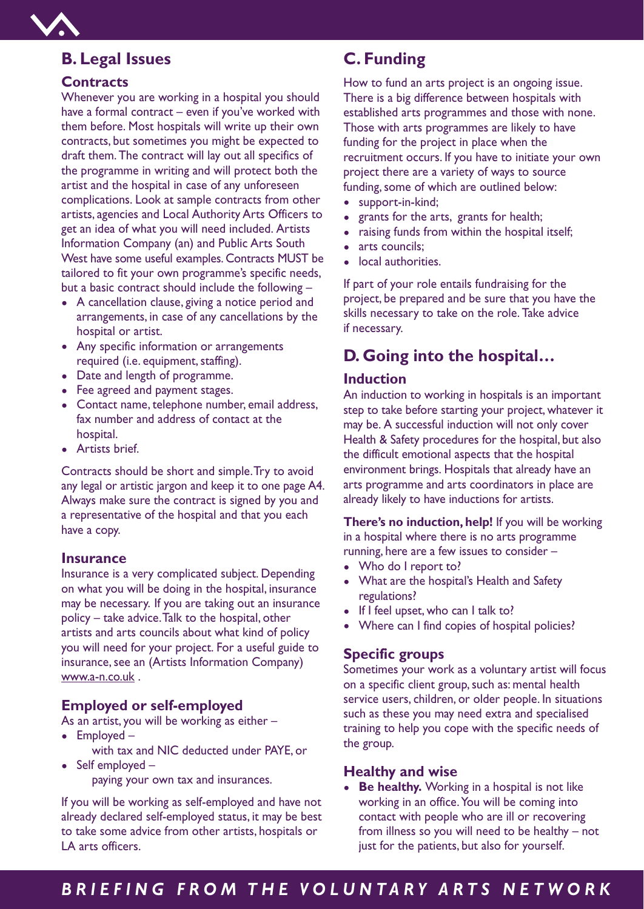## B. Legal Issues

### Contracts

Whenever you are working in a hospital you should have a formal contract – even if you've worked with them before. Most hospitals will write up their own contracts, but sometimes you might be expected to draft them. The contract will lay out all specifics of the programme in writing and will protect both the artist and the hospital in case of any unforeseen complications. Look at sample contracts from other artists, agencies and Local Authority Arts Officers to get an idea of what you will need included. Artists Information Company (an) and Public Arts South West have some useful examples. Contracts MUST be tailored to fit your own programme's specific needs, but a basic contract should include the following –

- A cancellation clause, giving a notice period and arrangements, in case of any cancellations by the hospital or artist.
- Any specific information or arrangements required (i.e. equipment, staffing).
- Date and length of programme.
- Fee agreed and payment stages.
- Contact name, telephone number, email address, fax number and address of contact at the hospital.
- Artists brief.

Contracts should be short and simple. Try to avoid any legal or artistic jargon and keep it to one page A4. Always make sure the contract is signed by you and a representative of the hospital and that you each have a copy.

### Insurance

Insurance is a very complicated subject. Depending on what you will be doing in the hospital, insurance may be necessary. If you are taking out an insurance policy – take advice. Talk to the hospital, other artists and arts councils about what kind of policy you will need for your project. For a useful guide to insurance, see an (Artists Information Company) www.a-n.co.uk .

### Employed or self-employed

As an artist, you will be working as either –

- Employed –
  with tax and NIC deducted under PAYE, or
- Self employed –
  paying your own tax and insurances.

If you will be working as self-employed and have not already declared self-employed status, it may be best to take some advice from other artists, hospitals or LA arts officers.

## C. Funding

How to fund an arts project is an ongoing issue. There is a big difference between hospitals with established arts programmes and those with none. Those with arts programmes are likely to have funding for the project in place when the recruitment occurs. If you have to initiate your own project there are a variety of ways to source funding, some of which are outlined below:

- support-in-kind;
- grants for the arts, grants for health;
- raising funds from within the hospital itself;
- arts councils;
- local authorities.

If part of your role entails fundraising for the project, be prepared and be sure that you have the skills necessary to take on the role. Take advice if necessary.

## D. Going into the hospital…

### Induction

An induction to working in hospitals is an important step to take before starting your project, whatever it may be. A successful induction will not only cover Health & Safety procedures for the hospital, but also the difficult emotional aspects that the hospital environment brings. Hospitals that already have an arts programme and arts coordinators in place are already likely to have inductions for artists.

**There's no induction, help!** If you will be working in a hospital where there is no arts programme running, here are a few issues to consider –

- Who do I report to?
- What are the hospital's Health and Safety regulations?
- If I feel upset, who can I talk to?
- Where can I find copies of hospital policies?

### Specific groups

Sometimes your work as a voluntary artist will focus on a specific client group, such as: mental health service users, children, or older people. In situations such as these you may need extra and specialised training to help you cope with the specific needs of the group.

### Healthy and wise

- **Be healthy.** Working in a hospital is not like working in an office. You will be coming into contact with people who are ill or recovering from illness so you will need to be healthy – not just for the patients, but also for yourself.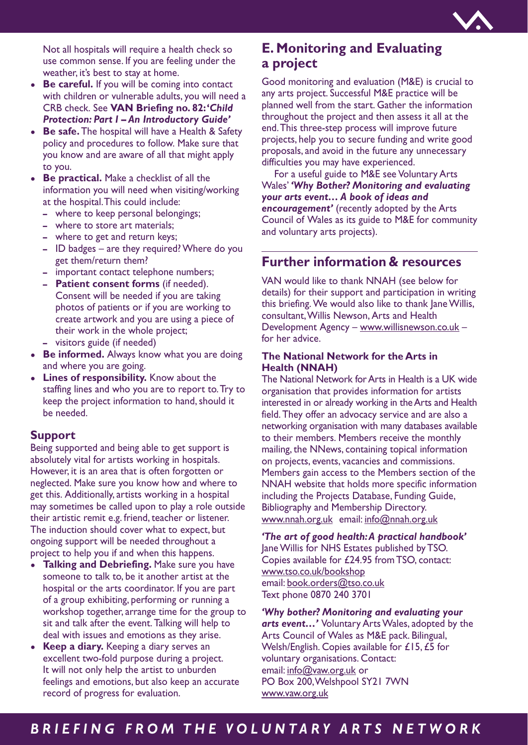Not all hospitals will require a health check so use common sense. If you are feeling under the weather, it's best to stay at home.

- **Be careful.** If you will be coming into contact with children or vulnerable adults, you will need a CRB check. See **VAN Briefing no. 82:** ***'Child Protection: Part I – An Introductory Guide'***
- **Be safe.** The hospital will have a Health & Safety policy and procedures to follow. Make sure that you know and are aware of all that might apply to you.
- **Be practical.** Make a checklist of all the information you will need when visiting/working at the hospital. This could include:
  - where to keep personal belongings;
  - where to store art materials;
  - where to get and return keys;
  - ID badges – are they required? Where do you get them/return them?
  - important contact telephone numbers;
  - **Patient consent forms** (if needed). Consent will be needed if you are taking photos of patients or if you are working to create artwork and you are using a piece of their work in the whole project;
  - visitors guide (if needed)
- **Be informed.** Always know what you are doing and where you are going.
- **Lines of responsibility.** Know about the staffing lines and who you are to report to. Try to keep the project information to hand, should it be needed.

### Support

Being supported and being able to get support is absolutely vital for artists working in hospitals. However, it is an area that is often forgotten or neglected. Make sure you know how and where to get this. Additionally, artists working in a hospital may sometimes be called upon to play a role outside their artistic remit e.g. friend, teacher or listener. The induction should cover what to expect, but ongoing support will be needed throughout a project to help you if and when this happens.

- **Talking and Debriefing.** Make sure you have someone to talk to, be it another artist at the hospital or the arts coordinator. If you are part of a group exhibiting, performing or running a workshop together, arrange time for the group to sit and talk after the event. Talking will help to deal with issues and emotions as they arise.
- **Keep a diary.** Keeping a diary serves an excellent two-fold purpose during a project. It will not only help the artist to unburden feelings and emotions, but also keep an accurate record of progress for evaluation.

## E. Monitoring and Evaluating a project

Good monitoring and evaluation (M&E) is crucial to any arts project. Successful M&E practice will be planned well from the start. Gather the information throughout the project and then assess it all at the end. This three-step process will improve future projects, help you to secure funding and write good proposals, and avoid in the future any unnecessary difficulties you may have experienced.

For a useful guide to M&E see Voluntary Arts Wales' ***'Why Bother? Monitoring and evaluating your arts event… A book of ideas and encouragement'*** (recently adopted by the Arts Council of Wales as its guide to M&E for community and voluntary arts projects).

## Further information & resources

VAN would like to thank NNAH (see below for details) for their support and participation in writing this briefing. We would also like to thank Jane Willis, consultant, Willis Newson, Arts and Health Development Agency – www.willisnewson.co.uk – for her advice.

### The National Network for the Arts in Health (NNAH)

The National Network for Arts in Health is a UK wide organisation that provides information for artists interested in or already working in the Arts and Health field. They offer an advocacy service and are also a networking organisation with many databases available to their members. Members receive the monthly mailing, the NNews, containing topical information on projects, events, vacancies and commissions. Members gain access to the Members section of the NNAH website that holds more specific information including the Projects Database, Funding Guide, Bibliography and Membership Directory.
www.nnah.org.uk email: info@nnah.org.uk

***'The art of good health: A practical handbook'***
Jane Willis for NHS Estates published by TSO. Copies available for £24.95 from TSO, contact:
www.tso.co.uk/bookshop
email: book.orders@tso.co.uk
Text phone 0870 240 3701

***'Why bother? Monitoring and evaluating your arts event…'*** Voluntary Arts Wales, adopted by the Arts Council of Wales as M&E pack. Bilingual, Welsh/English. Copies available for £15, £5 for voluntary organisations. Contact:
email: info@vaw.org.uk or
PO Box 200, Welshpool SY21 7WN
www.vaw.org.uk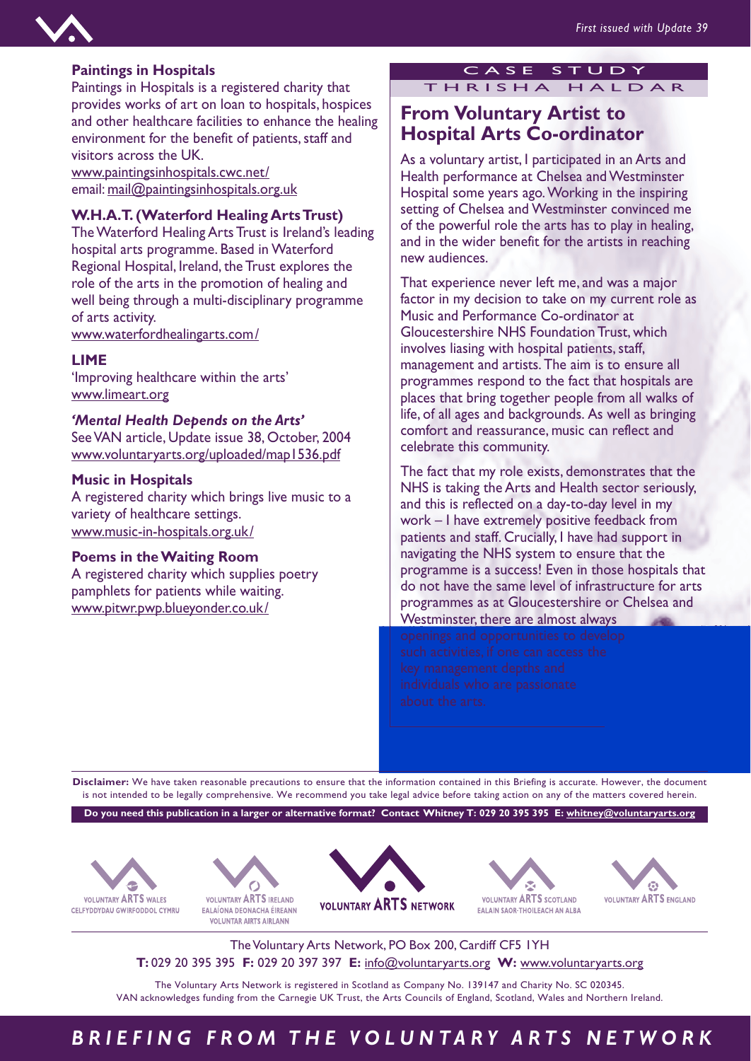### Paintings in Hospitals

Paintings in Hospitals is a registered charity that provides works of art on loan to hospitals, hospices and other healthcare facilities to enhance the healing environment for the benefit of patients, staff and visitors across the UK.
www.paintingsinhospitals.cwc.net/
email: mail@paintingsinhospitals.org.uk

### W.H.A.T. (Waterford Healing Arts Trust)

The Waterford Healing Arts Trust is Ireland's leading hospital arts programme. Based in Waterford Regional Hospital, Ireland, the Trust explores the role of the arts in the promotion of healing and well being through a multi-disciplinary programme of arts activity.
www.waterfordhealingarts.com/

### LIME

'Improving healthcare within the arts'
www.limeart.org

### *'Mental Health Depends on the Arts'*

See VAN article, Update issue 38, October, 2004
www.voluntaryarts.org/uploaded/map1536.pdf

### Music in Hospitals

A registered charity which brings live music to a variety of healthcare settings.
www.music-in-hospitals.org.uk/

### Poems in the Waiting Room

A registered charity which supplies poetry pamphlets for patients while waiting.
www.pitwr.pwp.blueyonder.co.uk/

CASE STUDY
THRISHA HALDAR

## From Voluntary Artist to Hospital Arts Co-ordinator

As a voluntary artist, I participated in an Arts and Health performance at Chelsea and Westminster Hospital some years ago. Working in the inspiring setting of Chelsea and Westminster convinced me of the powerful role the arts has to play in healing, and in the wider benefit for the artists in reaching new audiences.

That experience never left me, and was a major factor in my decision to take on my current role as Music and Performance Co-ordinator at Gloucestershire NHS Foundation Trust, which involves liasing with hospital patients, staff, management and artists. The aim is to ensure all programmes respond to the fact that hospitals are places that bring together people from all walks of life, of all ages and backgrounds. As well as bringing comfort and reassurance, music can reflect and celebrate this community.

The fact that my role exists, demonstrates that the NHS is taking the Arts and Health sector seriously, and this is reflected on a day-to-day level in my work – I have extremely positive feedback from patients and staff. Crucially, I have had support in navigating the NHS system to ensure that the programme is a success! Even in those hospitals that do not have the same level of infrastructure for arts programmes as at Gloucestershire or Chelsea and Westminster, there are almost always openings and opportunities to develop such activities, if one can access the key management depths and individuals who are passionate about the arts.

**Disclaimer:** We have taken reasonable precautions to ensure that the information contained in this Briefing is accurate. However, the document is not intended to be legally comprehensive. We recommend you take legal advice before taking action on any of the matters covered herein.

**Do you need this publication in a larger or alternative format? Contact Whitney T: 029 20 395 395 E: whitney@voluntaryarts.org**

VOLUNTARY ARTS WALES / CELFYDDYDAU GWIRFODDOL CYMRU
VOLUNTARY ARTS IRELAND / EALAÍONA DEONACHA ÉIREANN / VOLUNTAR AIRTS AIRLANN
VOLUNTARY ARTS NETWORK
VOLUNTARY ARTS SCOTLAND / EALAIN SAOR-THOILEACH AN ALBA
VOLUNTARY ARTS ENGLAND

The Voluntary Arts Network, PO Box 200, Cardiff CF5 1YH
**T:** 029 20 395 395 **F:** 029 20 397 397 **E:** info@voluntaryarts.org **W:** www.voluntaryarts.org

The Voluntary Arts Network is registered in Scotland as Company No. 139147 and Charity No. SC 020345.
VAN acknowledges funding from the Carnegie UK Trust, the Arts Councils of England, Scotland, Wales and Northern Ireland.

*BRIEFING FROM THE VOLUNTARY ARTS NETWORK*